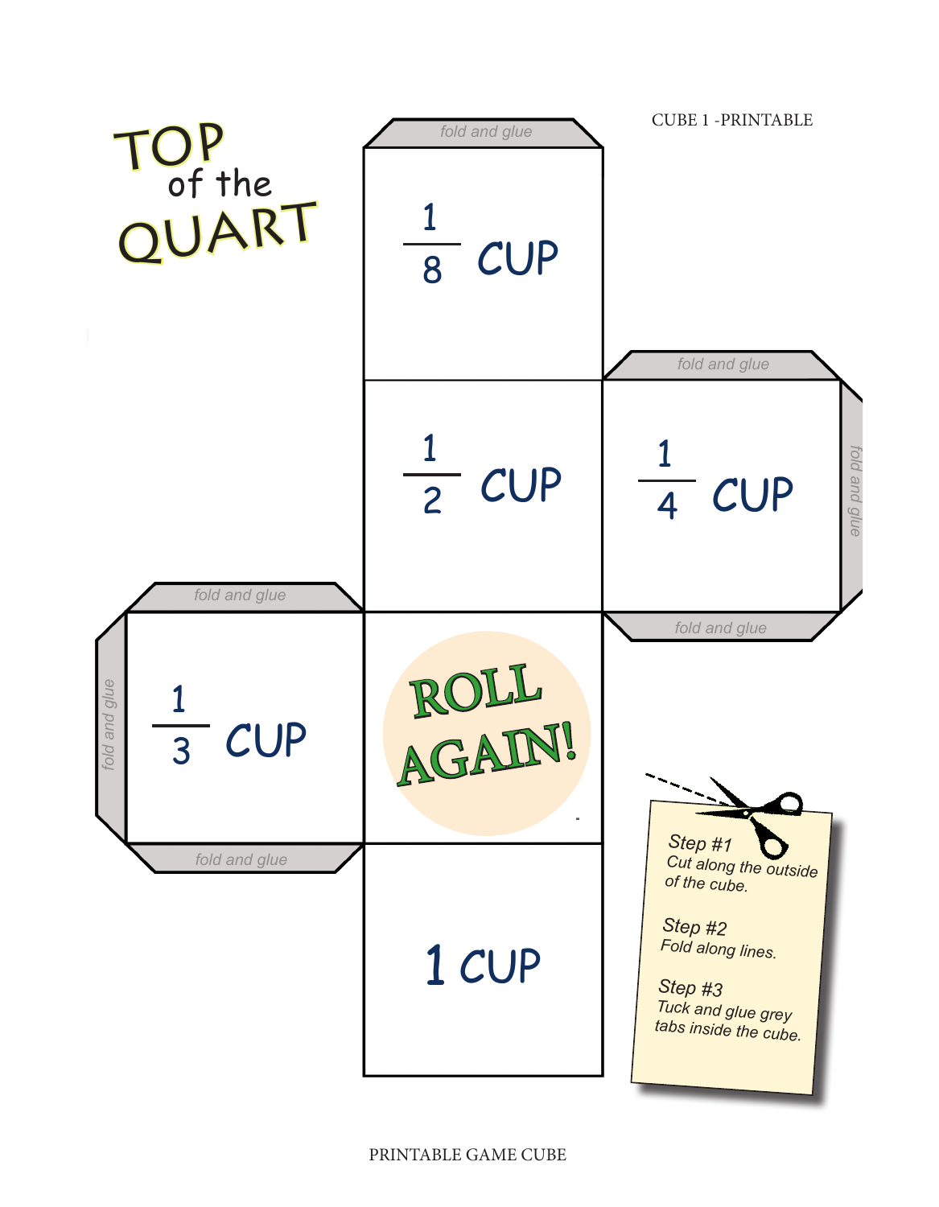# TOP of the QUART

CUBE 1 -PRINTABLE

fold and glue

$\frac{1}{8}$ CUP

$\frac{1}{2}$ CUP

fold and glue

$\frac{1}{4}$ CUP

fold and glue

fold and glue

fold and glue

fold and glue

$\frac{1}{3}$ CUP

ROLL AGAIN!

fold and glue

1 CUP

Step #1
Cut along the outside of the cube.

Step #2
Fold along lines.

Step #3
Tuck and glue grey tabs inside the cube.

PRINTABLE GAME CUBE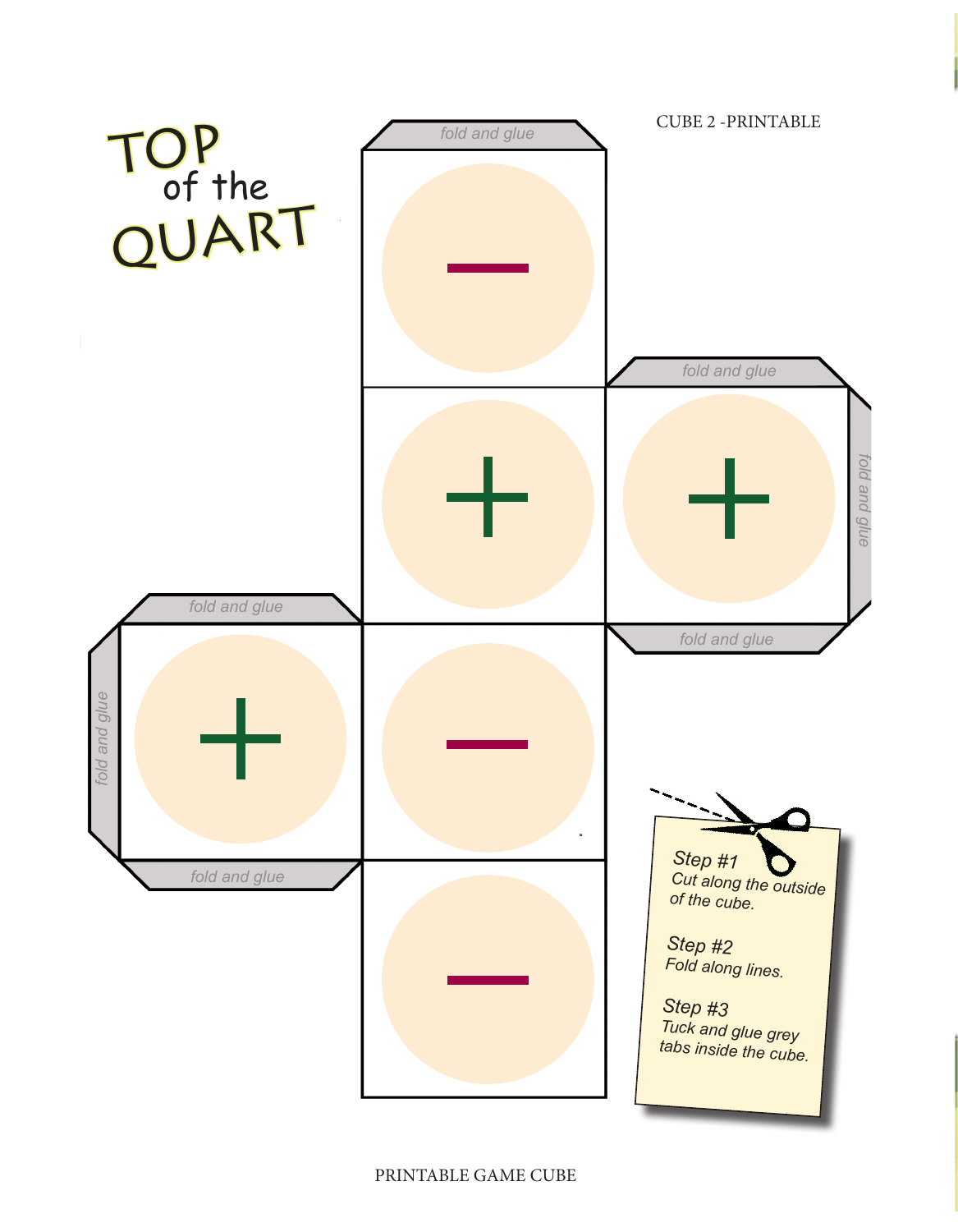# TOP of the QUART

CUBE 2 -PRINTABLE

fold and glue

−

fold and glue

+

+

fold and glue

fold and glue

fold and glue

fold and glue

+

−

fold and glue

−

Step #1
Cut along the outside of the cube.

Step #2
Fold along lines.

Step #3
Tuck and glue grey tabs inside the cube.

PRINTABLE GAME CUBE